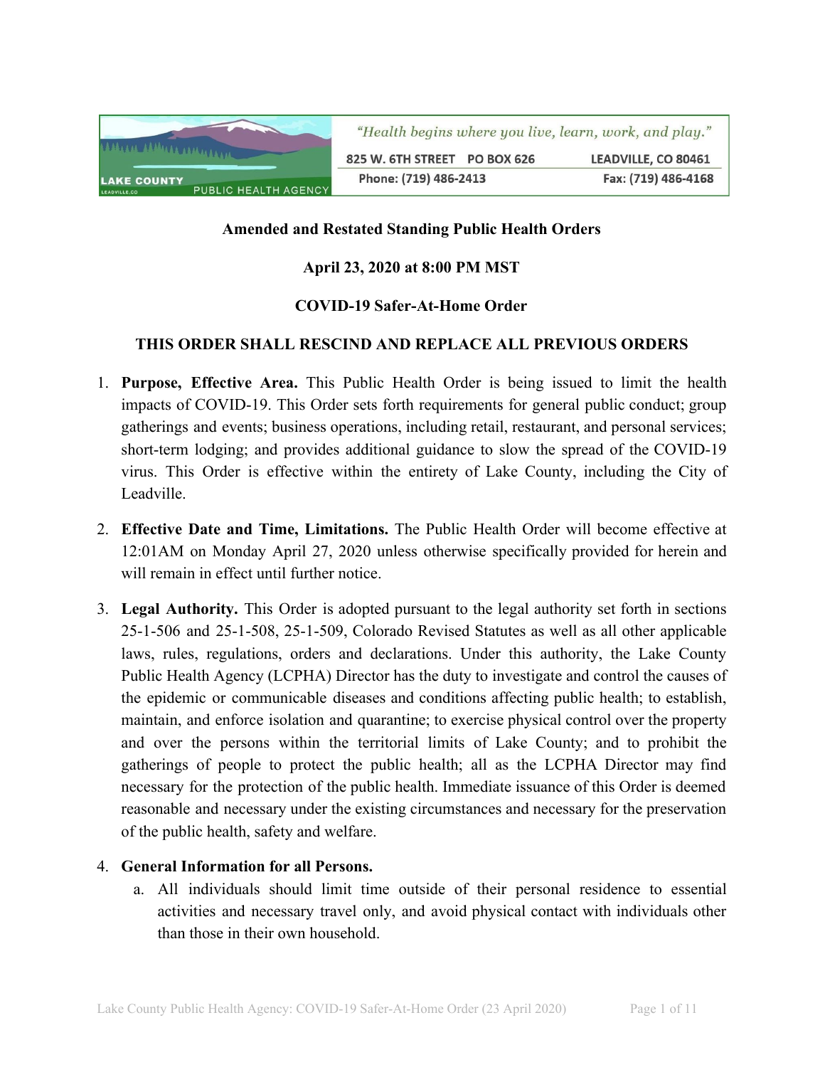LAKE COUNTY PUBLIC HEALTH AGENCY

*"Health begins where you live, learn, work, and play."*

825 W. 6TH STREET PO BOX 626 LEADVILLE, CO 80461

Phone: (719) 486-2413 Fax: (719) 486-4168

**Amended and Restated Standing Public Health Orders**

**April 23, 2020 at 8:00 PM MST**

**COVID-19 Safer-At-Home Order**

**THIS ORDER SHALL RESCIND AND REPLACE ALL PREVIOUS ORDERS**

1. **Purpose, Effective Area.** This Public Health Order is being issued to limit the health impacts of COVID-19. This Order sets forth requirements for general public conduct; group gatherings and events; business operations, including retail, restaurant, and personal services; short-term lodging; and provides additional guidance to slow the spread of the COVID-19 virus. This Order is effective within the entirety of Lake County, including the City of Leadville.

2. **Effective Date and Time, Limitations.** The Public Health Order will become effective at 12:01AM on Monday April 27, 2020 unless otherwise specifically provided for herein and will remain in effect until further notice.

3. **Legal Authority.** This Order is adopted pursuant to the legal authority set forth in sections 25-1-506 and 25-1-508, 25-1-509, Colorado Revised Statutes as well as all other applicable laws, rules, regulations, orders and declarations. Under this authority, the Lake County Public Health Agency (LCPHA) Director has the duty to investigate and control the causes of the epidemic or communicable diseases and conditions affecting public health; to establish, maintain, and enforce isolation and quarantine; to exercise physical control over the property and over the persons within the territorial limits of Lake County; and to prohibit the gatherings of people to protect the public health; all as the LCPHA Director may find necessary for the protection of the public health. Immediate issuance of this Order is deemed reasonable and necessary under the existing circumstances and necessary for the preservation of the public health, safety and welfare.

4. **General Information for all Persons.**
   a. All individuals should limit time outside of their personal residence to essential activities and necessary travel only, and avoid physical contact with individuals other than those in their own household.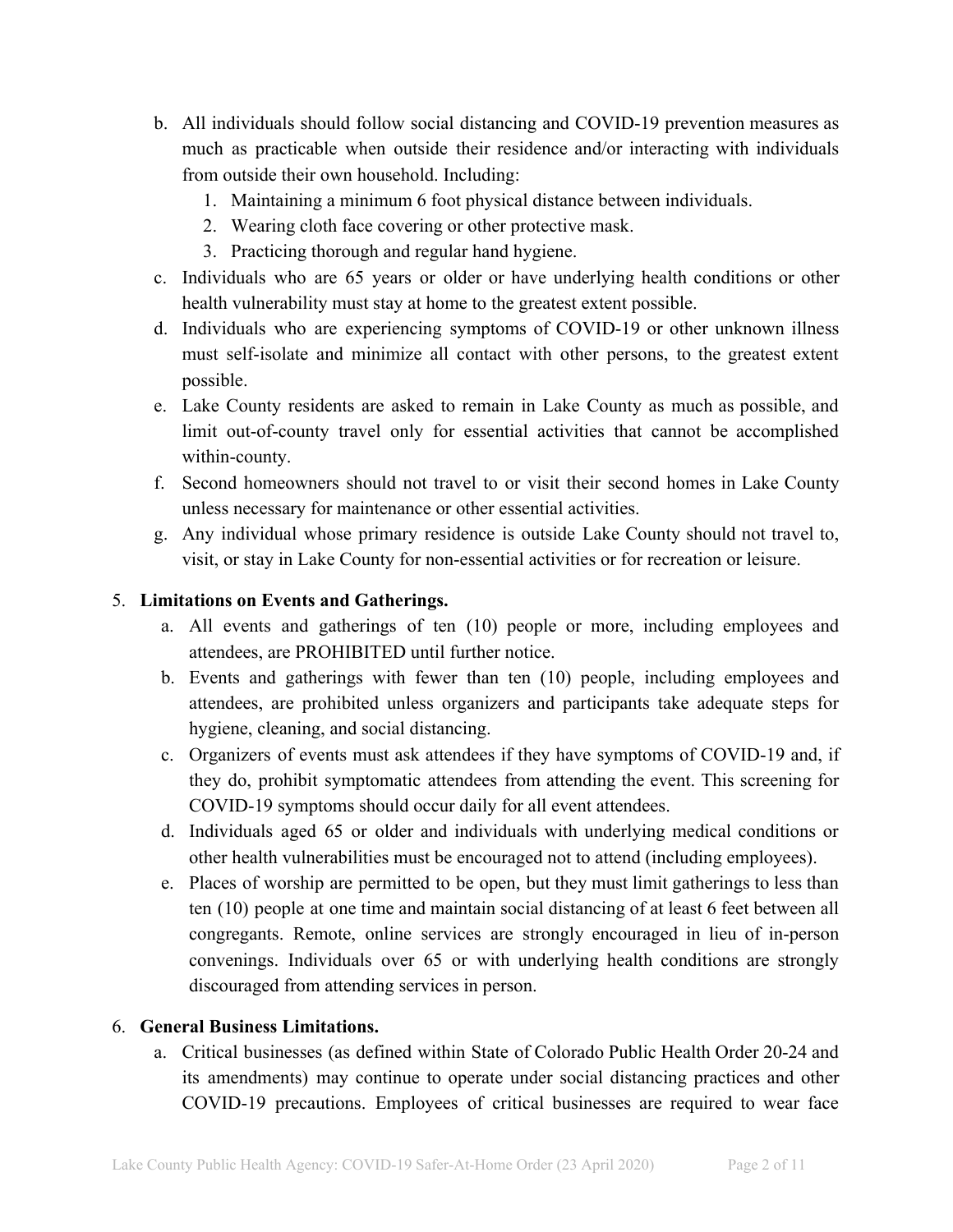b. All individuals should follow social distancing and COVID-19 prevention measures as much as practicable when outside their residence and/or interacting with individuals from outside their own household. Including:
   1. Maintaining a minimum 6 foot physical distance between individuals.
   2. Wearing cloth face covering or other protective mask.
   3. Practicing thorough and regular hand hygiene.

c. Individuals who are 65 years or older or have underlying health conditions or other health vulnerability must stay at home to the greatest extent possible.

d. Individuals who are experiencing symptoms of COVID-19 or other unknown illness must self-isolate and minimize all contact with other persons, to the greatest extent possible.

e. Lake County residents are asked to remain in Lake County as much as possible, and limit out-of-county travel only for essential activities that cannot be accomplished within-county.

f. Second homeowners should not travel to or visit their second homes in Lake County unless necessary for maintenance or other essential activities.

g. Any individual whose primary residence is outside Lake County should not travel to, visit, or stay in Lake County for non-essential activities or for recreation or leisure.

5. **Limitations on Events and Gatherings.**

   a. All events and gatherings of ten (10) people or more, including employees and attendees, are PROHIBITED until further notice.

   b. Events and gatherings with fewer than ten (10) people, including employees and attendees, are prohibited unless organizers and participants take adequate steps for hygiene, cleaning, and social distancing.

   c. Organizers of events must ask attendees if they have symptoms of COVID-19 and, if they do, prohibit symptomatic attendees from attending the event. This screening for COVID-19 symptoms should occur daily for all event attendees.

   d. Individuals aged 65 or older and individuals with underlying medical conditions or other health vulnerabilities must be encouraged not to attend (including employees).

   e. Places of worship are permitted to be open, but they must limit gatherings to less than ten (10) people at one time and maintain social distancing of at least 6 feet between all congregants. Remote, online services are strongly encouraged in lieu of in-person convenings. Individuals over 65 or with underlying health conditions are strongly discouraged from attending services in person.

6. **General Business Limitations.**

   a. Critical businesses (as defined within State of Colorado Public Health Order 20-24 and its amendments) may continue to operate under social distancing practices and other COVID-19 precautions. Employees of critical businesses are required to wear face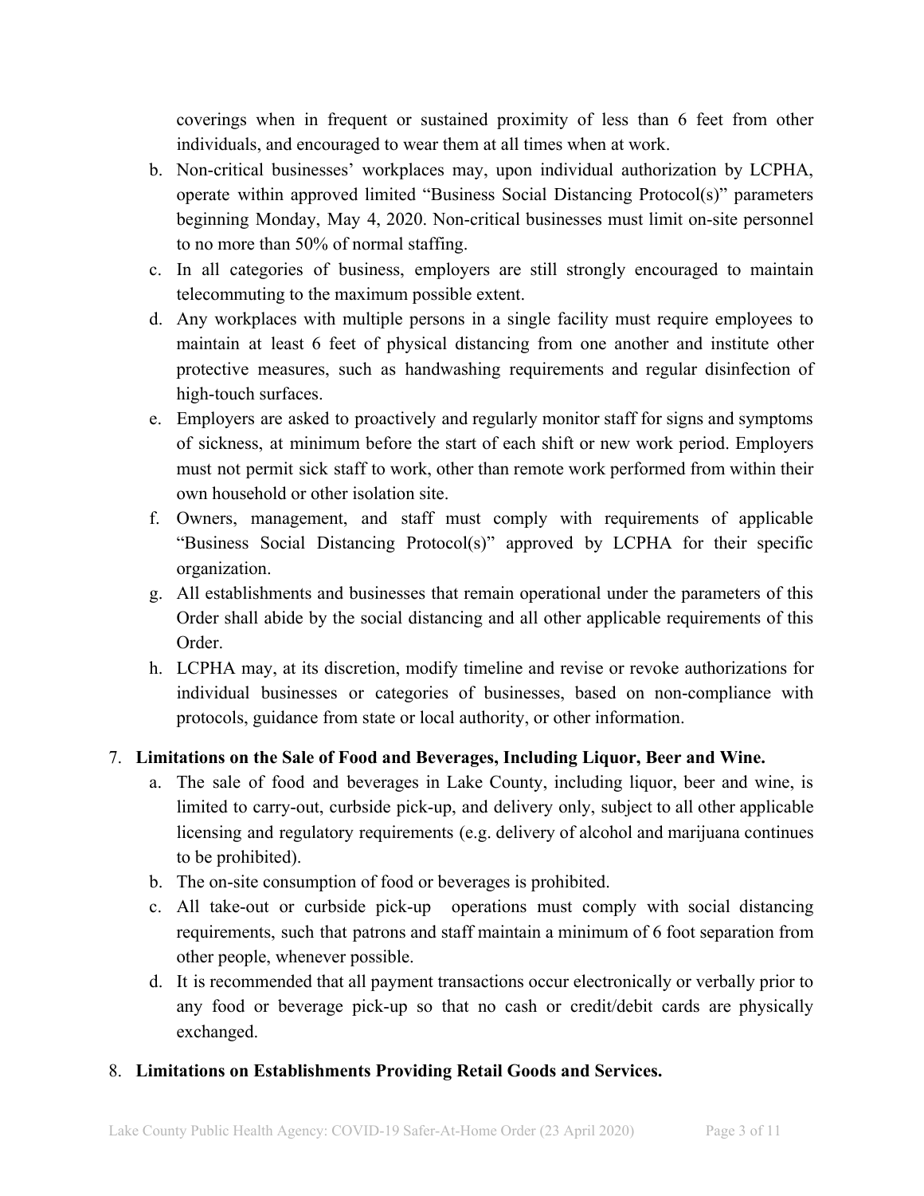coverings when in frequent or sustained proximity of less than 6 feet from other individuals, and encouraged to wear them at all times when at work.

b. Non-critical businesses' workplaces may, upon individual authorization by LCPHA, operate within approved limited "Business Social Distancing Protocol(s)" parameters beginning Monday, May 4, 2020. Non-critical businesses must limit on-site personnel to no more than 50% of normal staffing.

c. In all categories of business, employers are still strongly encouraged to maintain telecommuting to the maximum possible extent.

d. Any workplaces with multiple persons in a single facility must require employees to maintain at least 6 feet of physical distancing from one another and institute other protective measures, such as handwashing requirements and regular disinfection of high-touch surfaces.

e. Employers are asked to proactively and regularly monitor staff for signs and symptoms of sickness, at minimum before the start of each shift or new work period. Employers must not permit sick staff to work, other than remote work performed from within their own household or other isolation site.

f. Owners, management, and staff must comply with requirements of applicable "Business Social Distancing Protocol(s)" approved by LCPHA for their specific organization.

g. All establishments and businesses that remain operational under the parameters of this Order shall abide by the social distancing and all other applicable requirements of this Order.

h. LCPHA may, at its discretion, modify timeline and revise or revoke authorizations for individual businesses or categories of businesses, based on non-compliance with protocols, guidance from state or local authority, or other information.

7. **Limitations on the Sale of Food and Beverages, Including Liquor, Beer and Wine.**

   a. The sale of food and beverages in Lake County, including liquor, beer and wine, is limited to carry-out, curbside pick-up, and delivery only, subject to all other applicable licensing and regulatory requirements (e.g. delivery of alcohol and marijuana continues to be prohibited).

   b. The on-site consumption of food or beverages is prohibited.

   c. All take-out or curbside pick-up operations must comply with social distancing requirements, such that patrons and staff maintain a minimum of 6 foot separation from other people, whenever possible.

   d. It is recommended that all payment transactions occur electronically or verbally prior to any food or beverage pick-up so that no cash or credit/debit cards are physically exchanged.

8. **Limitations on Establishments Providing Retail Goods and Services.**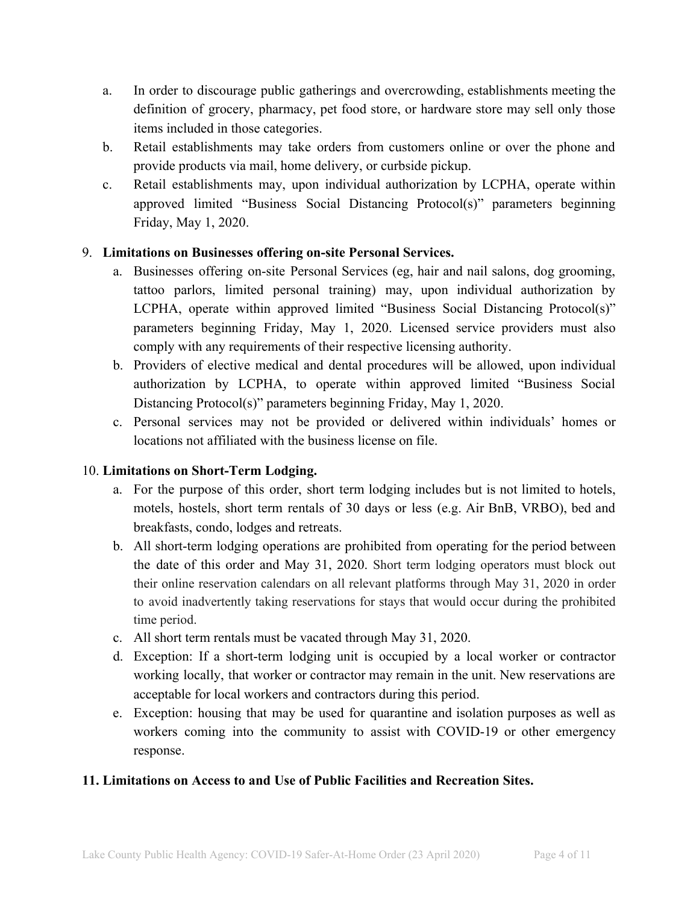a. In order to discourage public gatherings and overcrowding, establishments meeting the definition of grocery, pharmacy, pet food store, or hardware store may sell only those items included in those categories.
b. Retail establishments may take orders from customers online or over the phone and provide products via mail, home delivery, or curbside pickup.
c. Retail establishments may, upon individual authorization by LCPHA, operate within approved limited "Business Social Distancing Protocol(s)" parameters beginning Friday, May 1, 2020.

9. **Limitations on Businesses offering on-site Personal Services.**
   a. Businesses offering on-site Personal Services (eg, hair and nail salons, dog grooming, tattoo parlors, limited personal training) may, upon individual authorization by LCPHA, operate within approved limited "Business Social Distancing Protocol(s)" parameters beginning Friday, May 1, 2020. Licensed service providers must also comply with any requirements of their respective licensing authority.
   b. Providers of elective medical and dental procedures will be allowed, upon individual authorization by LCPHA, to operate within approved limited "Business Social Distancing Protocol(s)" parameters beginning Friday, May 1, 2020.
   c. Personal services may not be provided or delivered within individuals' homes or locations not affiliated with the business license on file.

10. **Limitations on Short-Term Lodging.**
    a. For the purpose of this order, short term lodging includes but is not limited to hotels, motels, hostels, short term rentals of 30 days or less (e.g. Air BnB, VRBO), bed and breakfasts, condo, lodges and retreats.
    b. All short-term lodging operations are prohibited from operating for the period between the date of this order and May 31, 2020. Short term lodging operators must block out their online reservation calendars on all relevant platforms through May 31, 2020 in order to avoid inadvertently taking reservations for stays that would occur during the prohibited time period.
    c. All short term rentals must be vacated through May 31, 2020.
    d. Exception: If a short-term lodging unit is occupied by a local worker or contractor working locally, that worker or contractor may remain in the unit. New reservations are acceptable for local workers and contractors during this period.
    e. Exception: housing that may be used for quarantine and isolation purposes as well as workers coming into the community to assist with COVID-19 or other emergency response.

**11. Limitations on Access to and Use of Public Facilities and Recreation Sites.**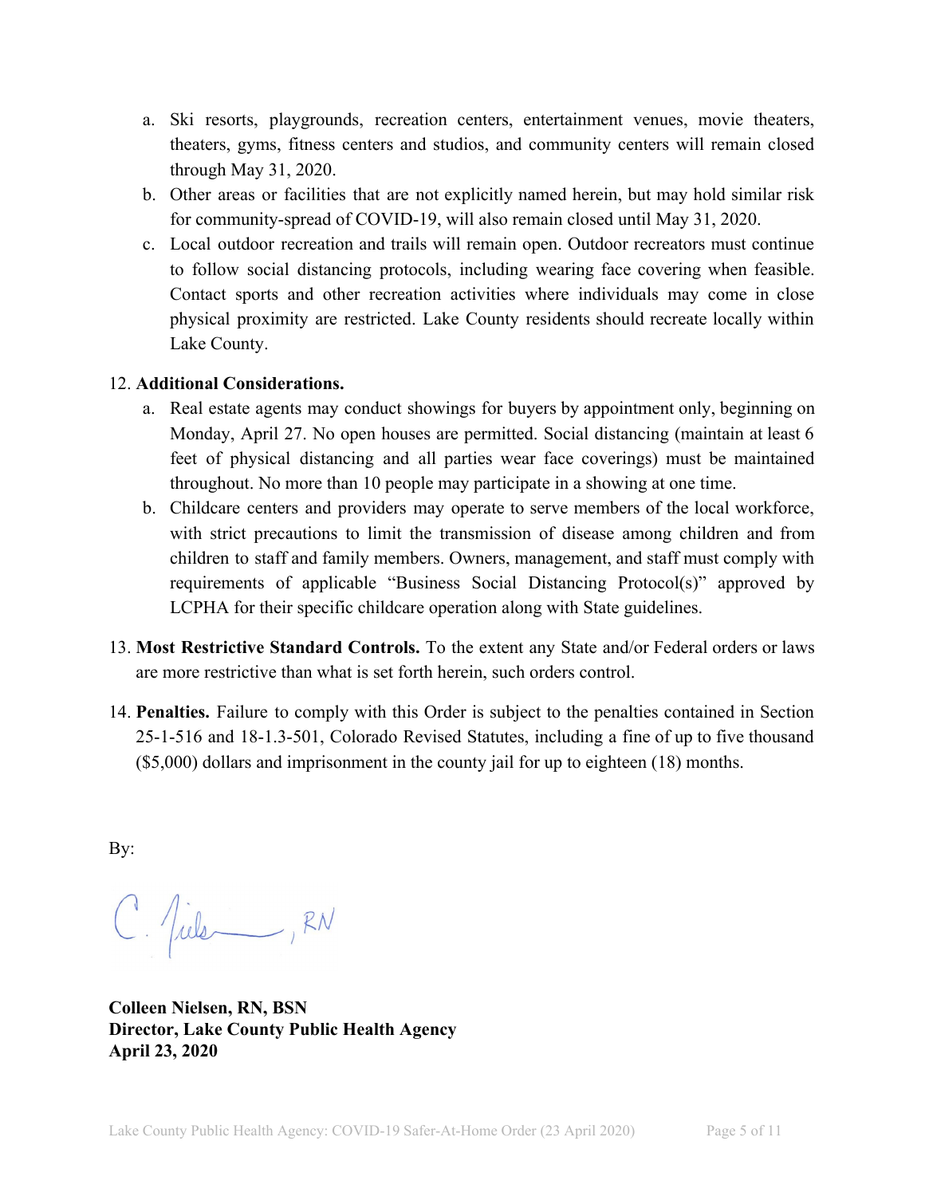a. Ski resorts, playgrounds, recreation centers, entertainment venues, movie theaters, theaters, gyms, fitness centers and studios, and community centers will remain closed through May 31, 2020.
b. Other areas or facilities that are not explicitly named herein, but may hold similar risk for community-spread of COVID-19, will also remain closed until May 31, 2020.
c. Local outdoor recreation and trails will remain open. Outdoor recreators must continue to follow social distancing protocols, including wearing face covering when feasible. Contact sports and other recreation activities where individuals may come in close physical proximity are restricted. Lake County residents should recreate locally within Lake County.

12. **Additional Considerations.**
    a. Real estate agents may conduct showings for buyers by appointment only, beginning on Monday, April 27. No open houses are permitted. Social distancing (maintain at least 6 feet of physical distancing and all parties wear face coverings) must be maintained throughout. No more than 10 people may participate in a showing at one time.
    b. Childcare centers and providers may operate to serve members of the local workforce, with strict precautions to limit the transmission of disease among children and from children to staff and family members. Owners, management, and staff must comply with requirements of applicable "Business Social Distancing Protocol(s)" approved by LCPHA for their specific childcare operation along with State guidelines.

13. **Most Restrictive Standard Controls.** To the extent any State and/or Federal orders or laws are more restrictive than what is set forth herein, such orders control.

14. **Penalties.** Failure to comply with this Order is subject to the penalties contained in Section 25-1-516 and 18-1.3-501, Colorado Revised Statutes, including a fine of up to five thousand ($5,000) dollars and imprisonment in the county jail for up to eighteen (18) months.

By:

C. Nielsen, RN

**Colleen Nielsen, RN, BSN**
**Director, Lake County Public Health Agency**
**April 23, 2020**